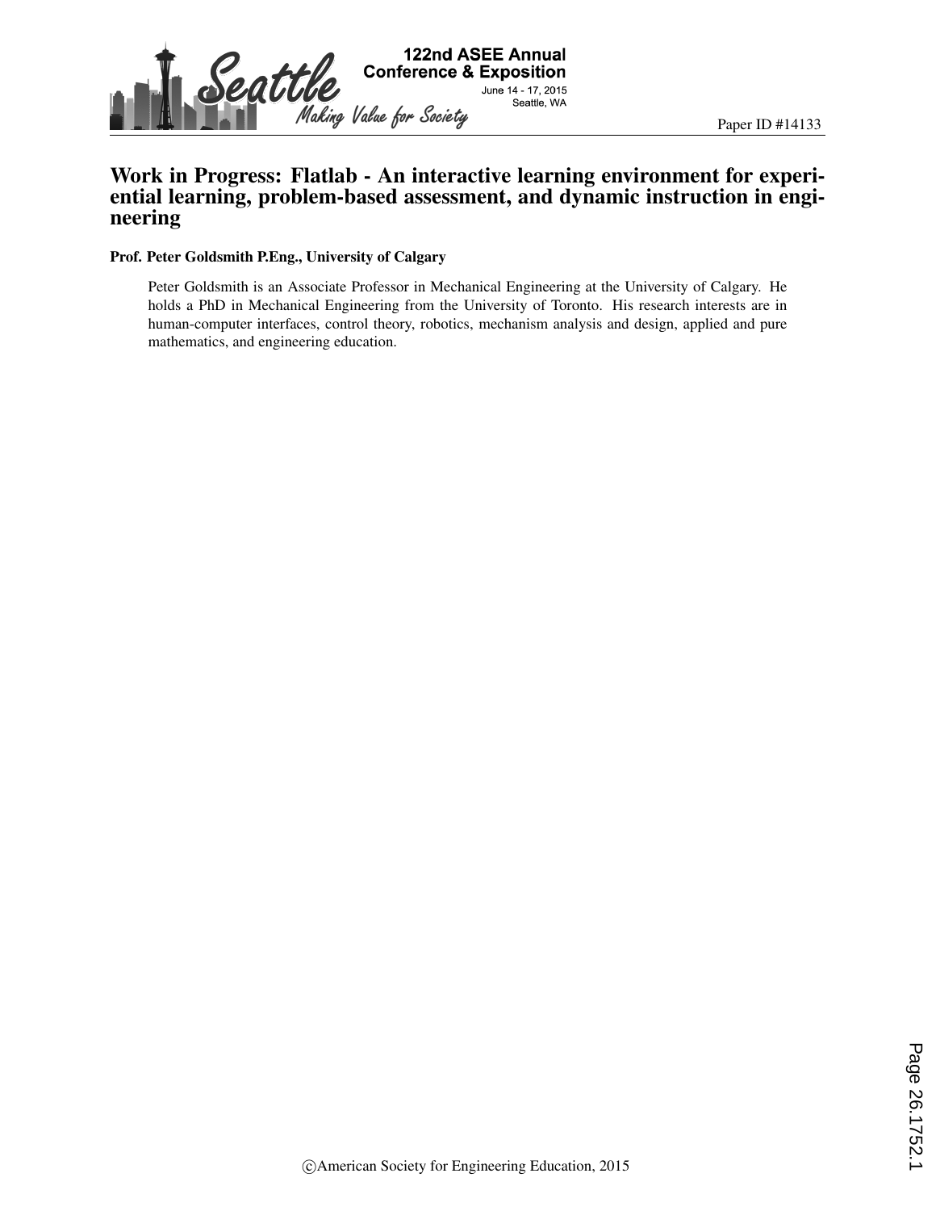Paper ID #14133

# Work in Progress: Flatlab - An interactive learning environment for experiential learning, problem-based assessment, and dynamic instruction in engineering

**Prof. Peter Goldsmith P.Eng., University of Calgary**

Peter Goldsmith is an Associate Professor in Mechanical Engineering at the University of Calgary. He holds a PhD in Mechanical Engineering from the University of Toronto. His research interests are in human-computer interfaces, control theory, robotics, mechanism analysis and design, applied and pure mathematics, and engineering education.

©American Society for Engineering Education, 2015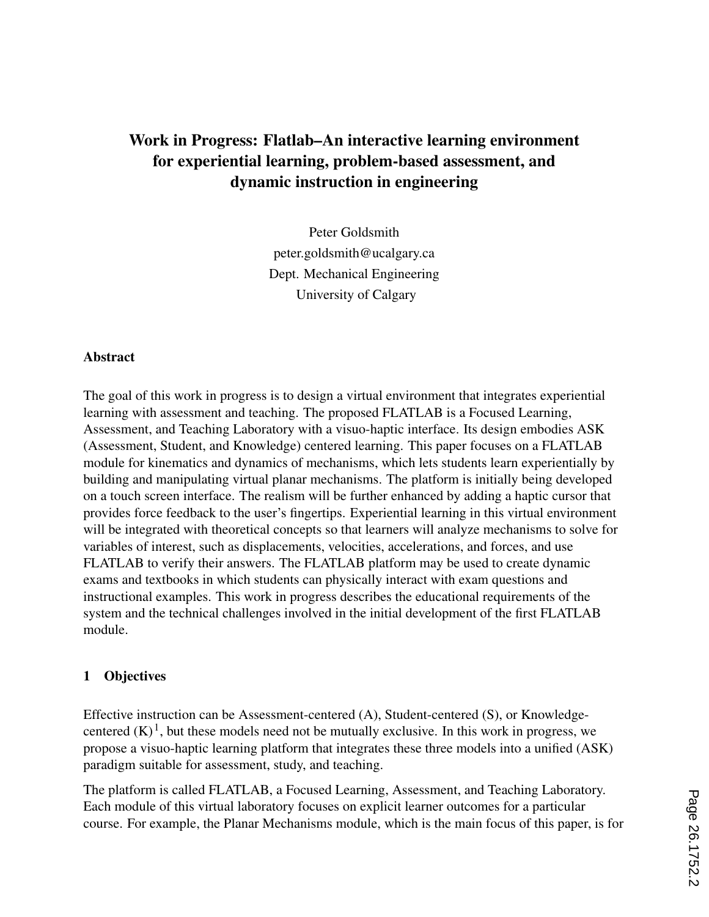# Work in Progress: Flatlab–An interactive learning environment for experiential learning, problem-based assessment, and dynamic instruction in engineering

Peter Goldsmith
peter.goldsmith@ucalgary.ca
Dept. Mechanical Engineering
University of Calgary

## Abstract

The goal of this work in progress is to design a virtual environment that integrates experiential learning with assessment and teaching. The proposed FLATLAB is a Focused Learning, Assessment, and Teaching Laboratory with a visuo-haptic interface. Its design embodies ASK (Assessment, Student, and Knowledge) centered learning. This paper focuses on a FLATLAB module for kinematics and dynamics of mechanisms, which lets students learn experientially by building and manipulating virtual planar mechanisms. The platform is initially being developed on a touch screen interface. The realism will be further enhanced by adding a haptic cursor that provides force feedback to the user's fingertips. Experiential learning in this virtual environment will be integrated with theoretical concepts so that learners will analyze mechanisms to solve for variables of interest, such as displacements, velocities, accelerations, and forces, and use FLATLAB to verify their answers. The FLATLAB platform may be used to create dynamic exams and textbooks in which students can physically interact with exam questions and instructional examples. This work in progress describes the educational requirements of the system and the technical challenges involved in the initial development of the first FLATLAB module.

## 1 Objectives

Effective instruction can be Assessment-centered (A), Student-centered (S), or Knowledge-centered (K)[1], but these models need not be mutually exclusive. In this work in progress, we propose a visuo-haptic learning platform that integrates these three models into a unified (ASK) paradigm suitable for assessment, study, and teaching.

The platform is called FLATLAB, a Focused Learning, Assessment, and Teaching Laboratory. Each module of this virtual laboratory focuses on explicit learner outcomes for a particular course. For example, the Planar Mechanisms module, which is the main focus of this paper, is for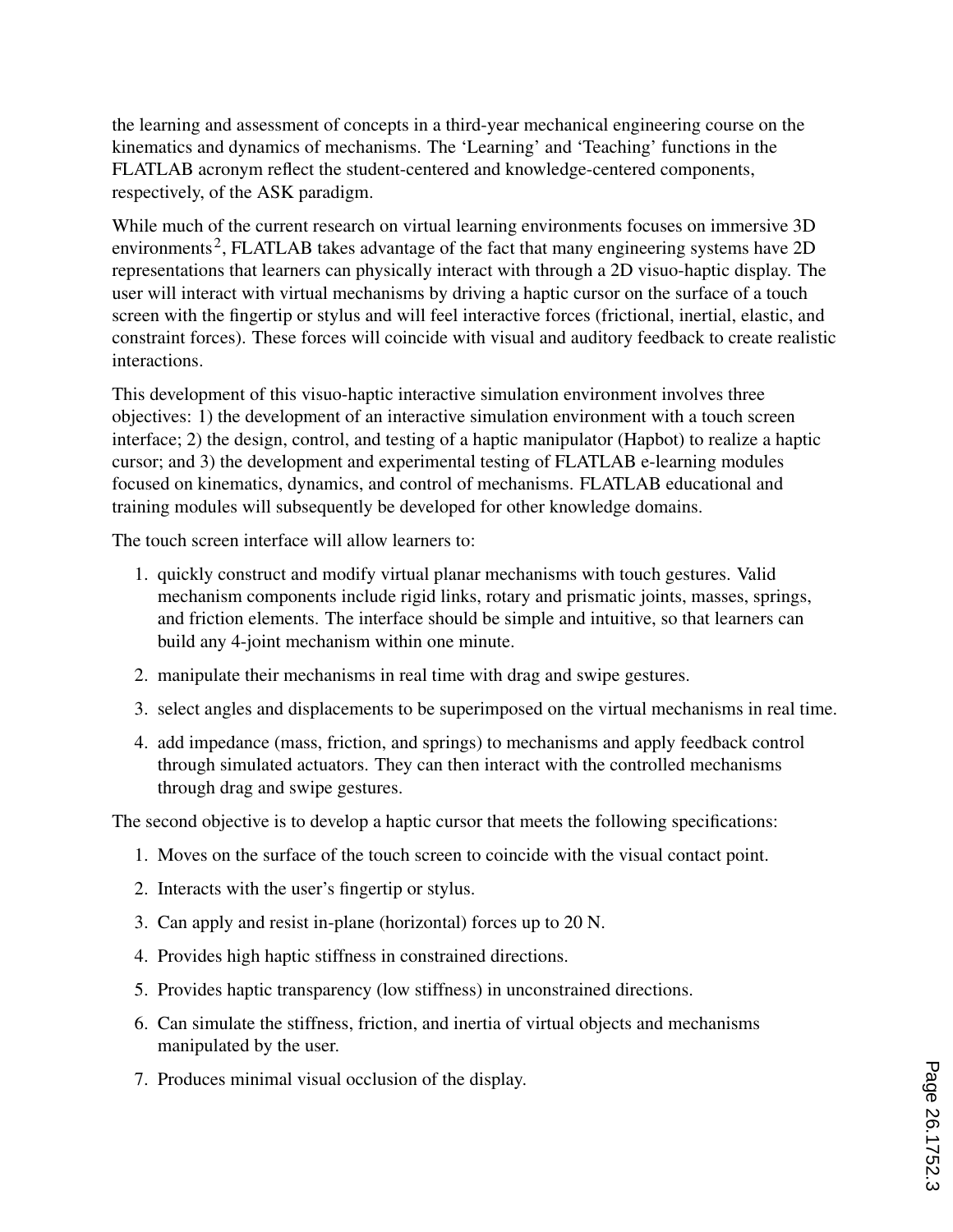the learning and assessment of concepts in a third-year mechanical engineering course on the kinematics and dynamics of mechanisms. The 'Learning' and 'Teaching' functions in the FLATLAB acronym reflect the student-centered and knowledge-centered components, respectively, of the ASK paradigm.

While much of the current research on virtual learning environments focuses on immersive 3D environments[2], FLATLAB takes advantage of the fact that many engineering systems have 2D representations that learners can physically interact with through a 2D visuo-haptic display. The user will interact with virtual mechanisms by driving a haptic cursor on the surface of a touch screen with the fingertip or stylus and will feel interactive forces (frictional, inertial, elastic, and constraint forces). These forces will coincide with visual and auditory feedback to create realistic interactions.

This development of this visuo-haptic interactive simulation environment involves three objectives: 1) the development of an interactive simulation environment with a touch screen interface; 2) the design, control, and testing of a haptic manipulator (Hapbot) to realize a haptic cursor; and 3) the development and experimental testing of FLATLAB e-learning modules focused on kinematics, dynamics, and control of mechanisms. FLATLAB educational and training modules will subsequently be developed for other knowledge domains.

The touch screen interface will allow learners to:

1. quickly construct and modify virtual planar mechanisms with touch gestures. Valid mechanism components include rigid links, rotary and prismatic joints, masses, springs, and friction elements. The interface should be simple and intuitive, so that learners can build any 4-joint mechanism within one minute.
2. manipulate their mechanisms in real time with drag and swipe gestures.
3. select angles and displacements to be superimposed on the virtual mechanisms in real time.
4. add impedance (mass, friction, and springs) to mechanisms and apply feedback control through simulated actuators. They can then interact with the controlled mechanisms through drag and swipe gestures.

The second objective is to develop a haptic cursor that meets the following specifications:

1. Moves on the surface of the touch screen to coincide with the visual contact point.
2. Interacts with the user's fingertip or stylus.
3. Can apply and resist in-plane (horizontal) forces up to 20 N.
4. Provides high haptic stiffness in constrained directions.
5. Provides haptic transparency (low stiffness) in unconstrained directions.
6. Can simulate the stiffness, friction, and inertia of virtual objects and mechanisms manipulated by the user.
7. Produces minimal visual occlusion of the display.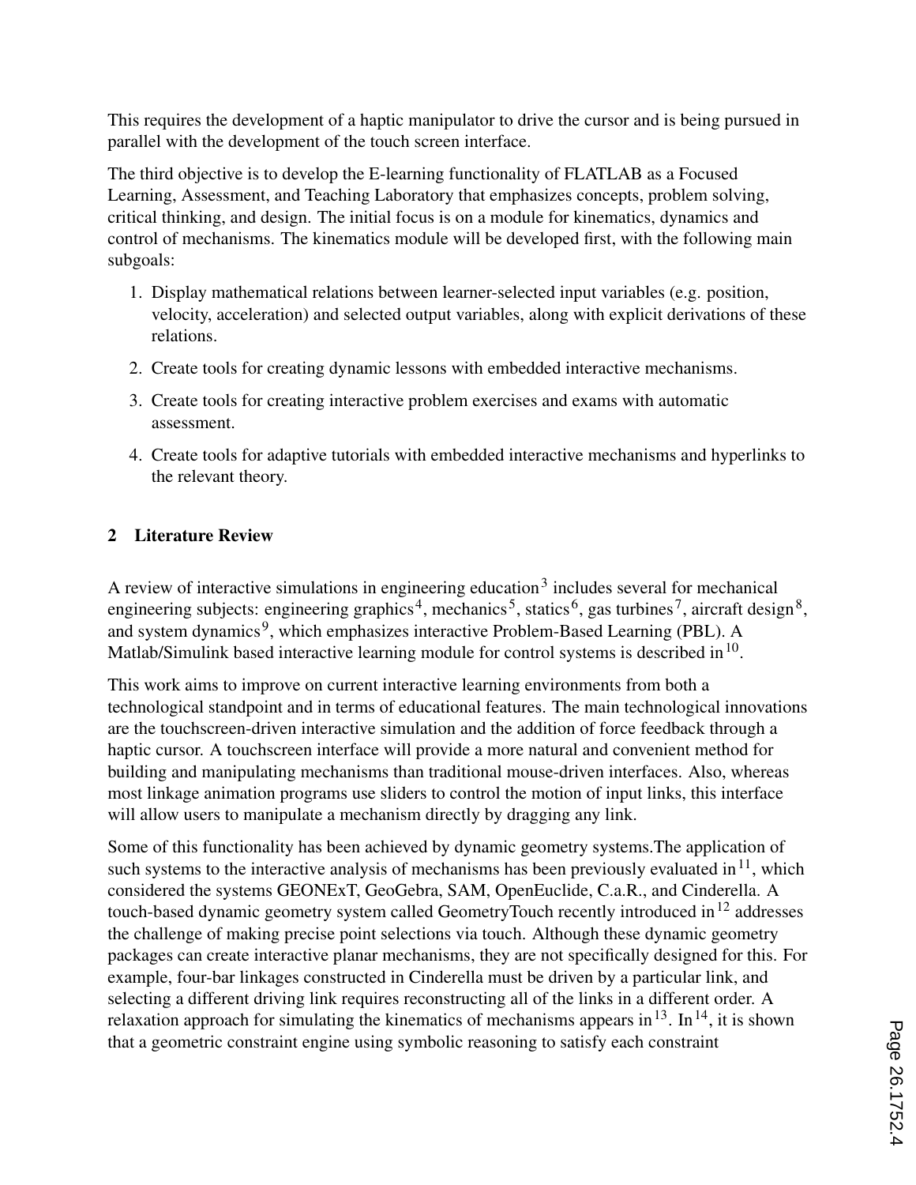This requires the development of a haptic manipulator to drive the cursor and is being pursued in parallel with the development of the touch screen interface.

The third objective is to develop the E-learning functionality of FLATLAB as a Focused Learning, Assessment, and Teaching Laboratory that emphasizes concepts, problem solving, critical thinking, and design. The initial focus is on a module for kinematics, dynamics and control of mechanisms. The kinematics module will be developed first, with the following main subgoals:

1. Display mathematical relations between learner-selected input variables (e.g. position, velocity, acceleration) and selected output variables, along with explicit derivations of these relations.
2. Create tools for creating dynamic lessons with embedded interactive mechanisms.
3. Create tools for creating interactive problem exercises and exams with automatic assessment.
4. Create tools for adaptive tutorials with embedded interactive mechanisms and hyperlinks to the relevant theory.

## 2 Literature Review

A review of interactive simulations in engineering education[3] includes several for mechanical engineering subjects: engineering graphics[4], mechanics[5], statics[6], gas turbines[7], aircraft design[8], and system dynamics[9], which emphasizes interactive Problem-Based Learning (PBL). A Matlab/Simulink based interactive learning module for control systems is described in[10].

This work aims to improve on current interactive learning environments from both a technological standpoint and in terms of educational features. The main technological innovations are the touchscreen-driven interactive simulation and the addition of force feedback through a haptic cursor. A touchscreen interface will provide a more natural and convenient method for building and manipulating mechanisms than traditional mouse-driven interfaces. Also, whereas most linkage animation programs use sliders to control the motion of input links, this interface will allow users to manipulate a mechanism directly by dragging any link.

Some of this functionality has been achieved by dynamic geometry systems.The application of such systems to the interactive analysis of mechanisms has been previously evaluated in[11], which considered the systems GEONExT, GeoGebra, SAM, OpenEuclide, C.a.R., and Cinderella. A touch-based dynamic geometry system called GeometryTouch recently introduced in[12] addresses the challenge of making precise point selections via touch. Although these dynamic geometry packages can create interactive planar mechanisms, they are not specifically designed for this. For example, four-bar linkages constructed in Cinderella must be driven by a particular link, and selecting a different driving link requires reconstructing all of the links in a different order. A relaxation approach for simulating the kinematics of mechanisms appears in[13]. In[14], it is shown that a geometric constraint engine using symbolic reasoning to satisfy each constraint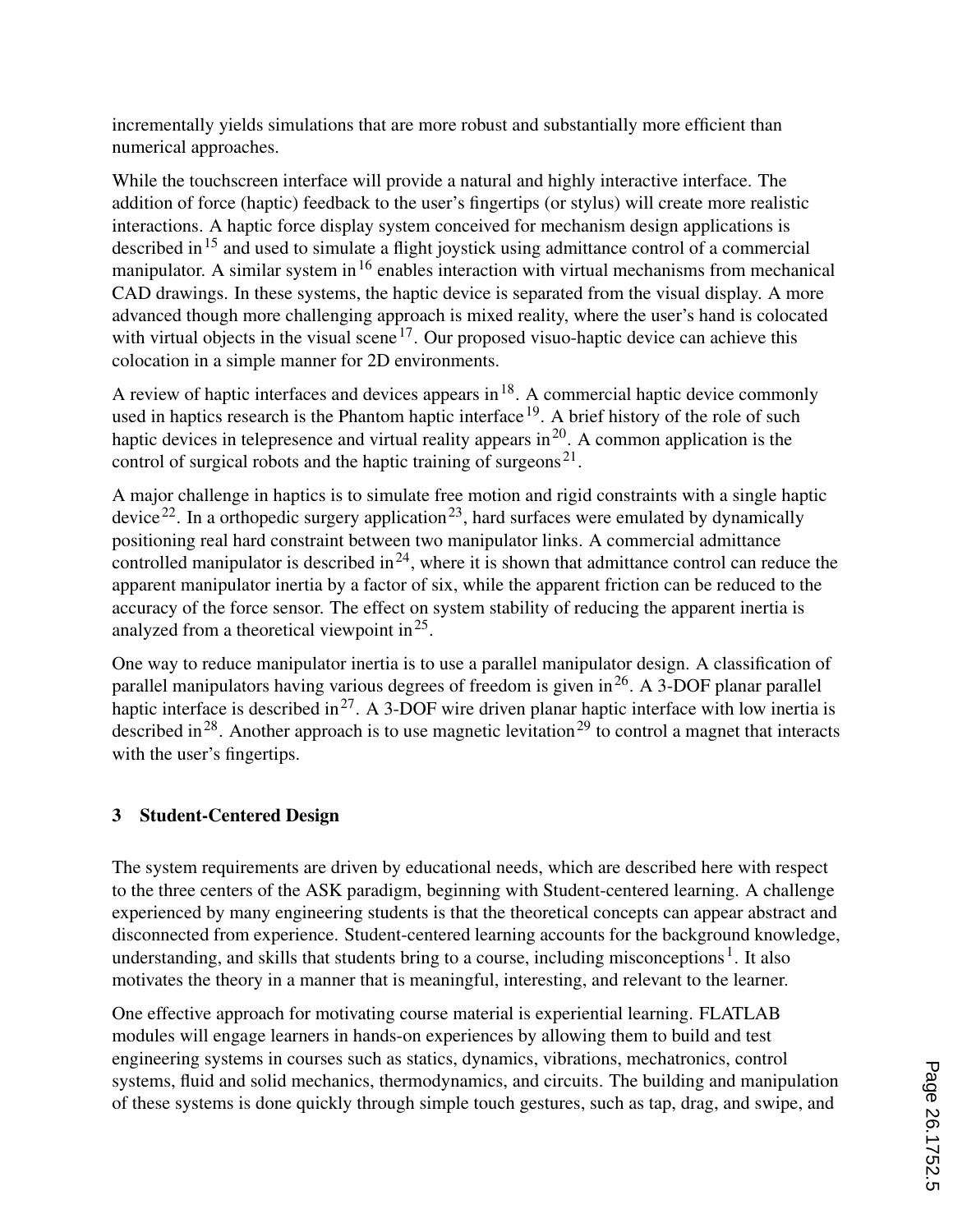incrementally yields simulations that are more robust and substantially more efficient than numerical approaches.

While the touchscreen interface will provide a natural and highly interactive interface. The addition of force (haptic) feedback to the user's fingertips (or stylus) will create more realistic interactions. A haptic force display system conceived for mechanism design applications is described in[15] and used to simulate a flight joystick using admittance control of a commercial manipulator. A similar system in[16] enables interaction with virtual mechanisms from mechanical CAD drawings. In these systems, the haptic device is separated from the visual display. A more advanced though more challenging approach is mixed reality, where the user's hand is colocated with virtual objects in the visual scene[17]. Our proposed visuo-haptic device can achieve this colocation in a simple manner for 2D environments.

A review of haptic interfaces and devices appears in[18]. A commercial haptic device commonly used in haptics research is the Phantom haptic interface[19]. A brief history of the role of such haptic devices in telepresence and virtual reality appears in[20]. A common application is the control of surgical robots and the haptic training of surgeons[21].

A major challenge in haptics is to simulate free motion and rigid constraints with a single haptic device[22]. In a orthopedic surgery application[23], hard surfaces were emulated by dynamically positioning real hard constraint between two manipulator links. A commercial admittance controlled manipulator is described in[24], where it is shown that admittance control can reduce the apparent manipulator inertia by a factor of six, while the apparent friction can be reduced to the accuracy of the force sensor. The effect on system stability of reducing the apparent inertia is analyzed from a theoretical viewpoint in[25].

One way to reduce manipulator inertia is to use a parallel manipulator design. A classification of parallel manipulators having various degrees of freedom is given in[26]. A 3-DOF planar parallel haptic interface is described in[27]. A 3-DOF wire driven planar haptic interface with low inertia is described in[28]. Another approach is to use magnetic levitation[29] to control a magnet that interacts with the user's fingertips.

## 3 Student-Centered Design

The system requirements are driven by educational needs, which are described here with respect to the three centers of the ASK paradigm, beginning with Student-centered learning. A challenge experienced by many engineering students is that the theoretical concepts can appear abstract and disconnected from experience. Student-centered learning accounts for the background knowledge, understanding, and skills that students bring to a course, including misconceptions[1]. It also motivates the theory in a manner that is meaningful, interesting, and relevant to the learner.

One effective approach for motivating course material is experiential learning. FLATLAB modules will engage learners in hands-on experiences by allowing them to build and test engineering systems in courses such as statics, dynamics, vibrations, mechatronics, control systems, fluid and solid mechanics, thermodynamics, and circuits. The building and manipulation of these systems is done quickly through simple touch gestures, such as tap, drag, and swipe, and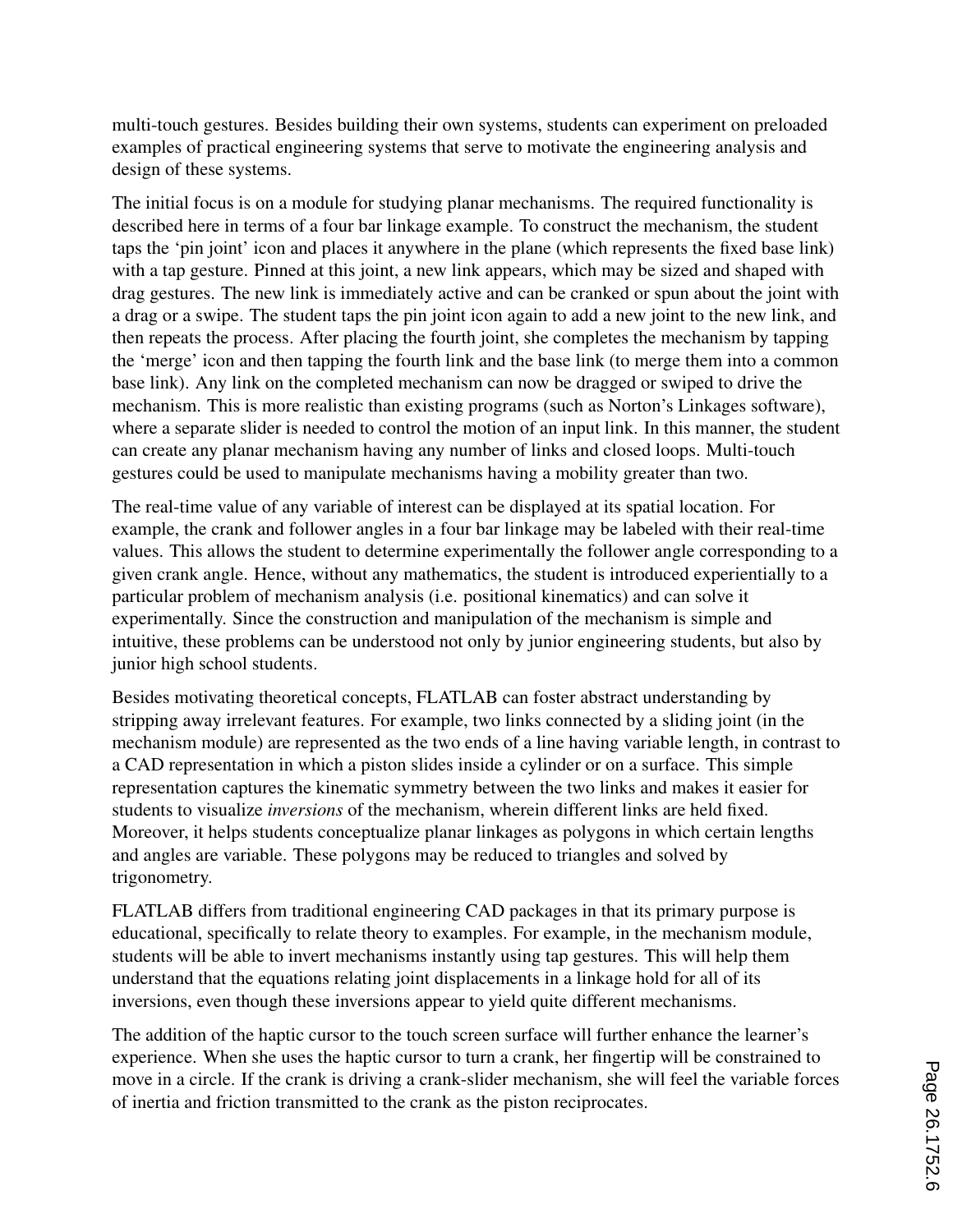multi-touch gestures. Besides building their own systems, students can experiment on preloaded examples of practical engineering systems that serve to motivate the engineering analysis and design of these systems.

The initial focus is on a module for studying planar mechanisms. The required functionality is described here in terms of a four bar linkage example. To construct the mechanism, the student taps the 'pin joint' icon and places it anywhere in the plane (which represents the fixed base link) with a tap gesture. Pinned at this joint, a new link appears, which may be sized and shaped with drag gestures. The new link is immediately active and can be cranked or spun about the joint with a drag or a swipe. The student taps the pin joint icon again to add a new joint to the new link, and then repeats the process. After placing the fourth joint, she completes the mechanism by tapping the 'merge' icon and then tapping the fourth link and the base link (to merge them into a common base link). Any link on the completed mechanism can now be dragged or swiped to drive the mechanism. This is more realistic than existing programs (such as Norton's Linkages software), where a separate slider is needed to control the motion of an input link. In this manner, the student can create any planar mechanism having any number of links and closed loops. Multi-touch gestures could be used to manipulate mechanisms having a mobility greater than two.

The real-time value of any variable of interest can be displayed at its spatial location. For example, the crank and follower angles in a four bar linkage may be labeled with their real-time values. This allows the student to determine experimentally the follower angle corresponding to a given crank angle. Hence, without any mathematics, the student is introduced experientially to a particular problem of mechanism analysis (i.e. positional kinematics) and can solve it experimentally. Since the construction and manipulation of the mechanism is simple and intuitive, these problems can be understood not only by junior engineering students, but also by junior high school students.

Besides motivating theoretical concepts, FLATLAB can foster abstract understanding by stripping away irrelevant features. For example, two links connected by a sliding joint (in the mechanism module) are represented as the two ends of a line having variable length, in contrast to a CAD representation in which a piston slides inside a cylinder or on a surface. This simple representation captures the kinematic symmetry between the two links and makes it easier for students to visualize *inversions* of the mechanism, wherein different links are held fixed. Moreover, it helps students conceptualize planar linkages as polygons in which certain lengths and angles are variable. These polygons may be reduced to triangles and solved by trigonometry.

FLATLAB differs from traditional engineering CAD packages in that its primary purpose is educational, specifically to relate theory to examples. For example, in the mechanism module, students will be able to invert mechanisms instantly using tap gestures. This will help them understand that the equations relating joint displacements in a linkage hold for all of its inversions, even though these inversions appear to yield quite different mechanisms.

The addition of the haptic cursor to the touch screen surface will further enhance the learner's experience. When she uses the haptic cursor to turn a crank, her fingertip will be constrained to move in a circle. If the crank is driving a crank-slider mechanism, she will feel the variable forces of inertia and friction transmitted to the crank as the piston reciprocates.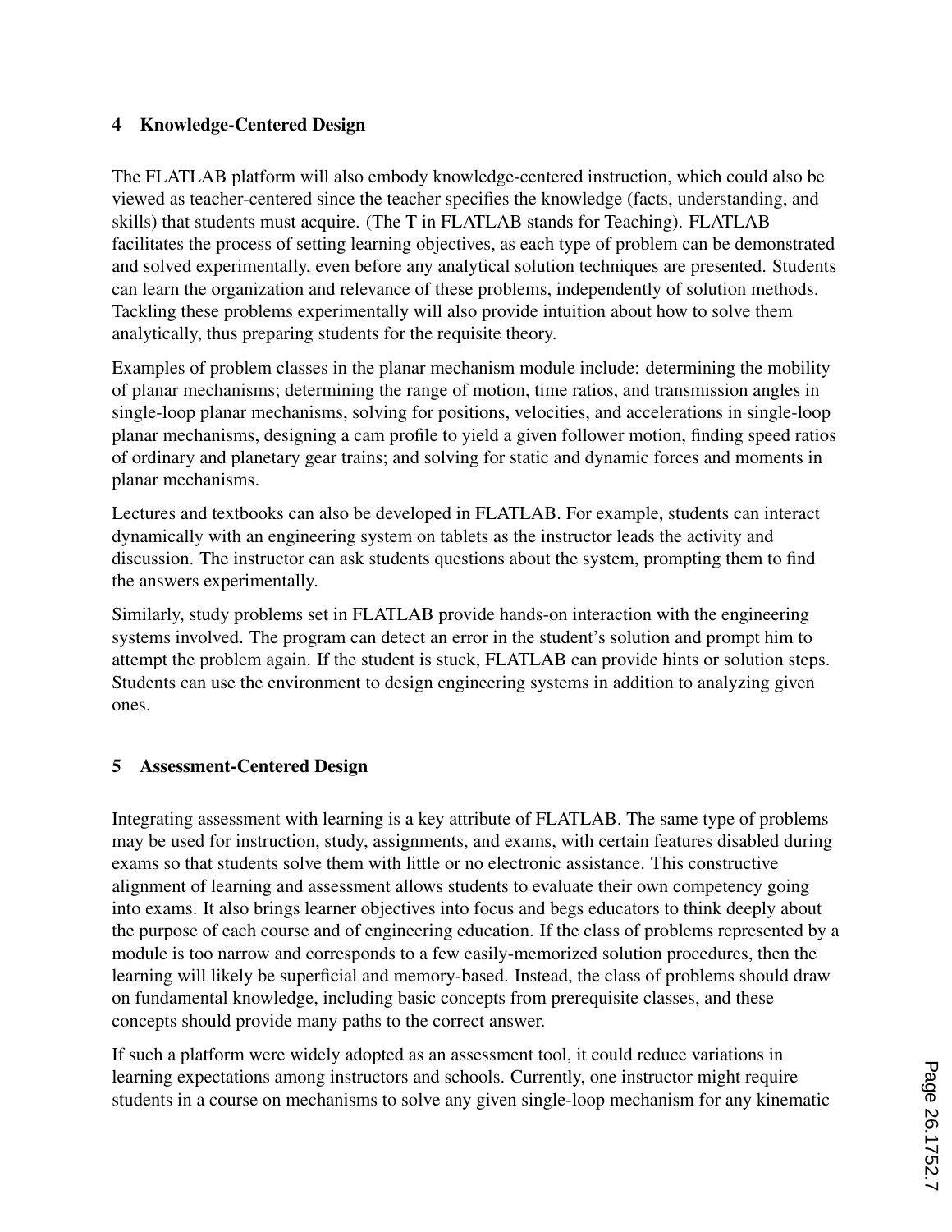## 4 Knowledge-Centered Design

The FLATLAB platform will also embody knowledge-centered instruction, which could also be viewed as teacher-centered since the teacher specifies the knowledge (facts, understanding, and skills) that students must acquire. (The T in FLATLAB stands for Teaching). FLATLAB facilitates the process of setting learning objectives, as each type of problem can be demonstrated and solved experimentally, even before any analytical solution techniques are presented. Students can learn the organization and relevance of these problems, independently of solution methods. Tackling these problems experimentally will also provide intuition about how to solve them analytically, thus preparing students for the requisite theory.

Examples of problem classes in the planar mechanism module include: determining the mobility of planar mechanisms; determining the range of motion, time ratios, and transmission angles in single-loop planar mechanisms, solving for positions, velocities, and accelerations in single-loop planar mechanisms, designing a cam profile to yield a given follower motion, finding speed ratios of ordinary and planetary gear trains; and solving for static and dynamic forces and moments in planar mechanisms.

Lectures and textbooks can also be developed in FLATLAB. For example, students can interact dynamically with an engineering system on tablets as the instructor leads the activity and discussion. The instructor can ask students questions about the system, prompting them to find the answers experimentally.

Similarly, study problems set in FLATLAB provide hands-on interaction with the engineering systems involved. The program can detect an error in the student's solution and prompt him to attempt the problem again. If the student is stuck, FLATLAB can provide hints or solution steps. Students can use the environment to design engineering systems in addition to analyzing given ones.

## 5 Assessment-Centered Design

Integrating assessment with learning is a key attribute of FLATLAB. The same type of problems may be used for instruction, study, assignments, and exams, with certain features disabled during exams so that students solve them with little or no electronic assistance. This constructive alignment of learning and assessment allows students to evaluate their own competency going into exams. It also brings learner objectives into focus and begs educators to think deeply about the purpose of each course and of engineering education. If the class of problems represented by a module is too narrow and corresponds to a few easily-memorized solution procedures, then the learning will likely be superficial and memory-based. Instead, the class of problems should draw on fundamental knowledge, including basic concepts from prerequisite classes, and these concepts should provide many paths to the correct answer.

If such a platform were widely adopted as an assessment tool, it could reduce variations in learning expectations among instructors and schools. Currently, one instructor might require students in a course on mechanisms to solve any given single-loop mechanism for any kinematic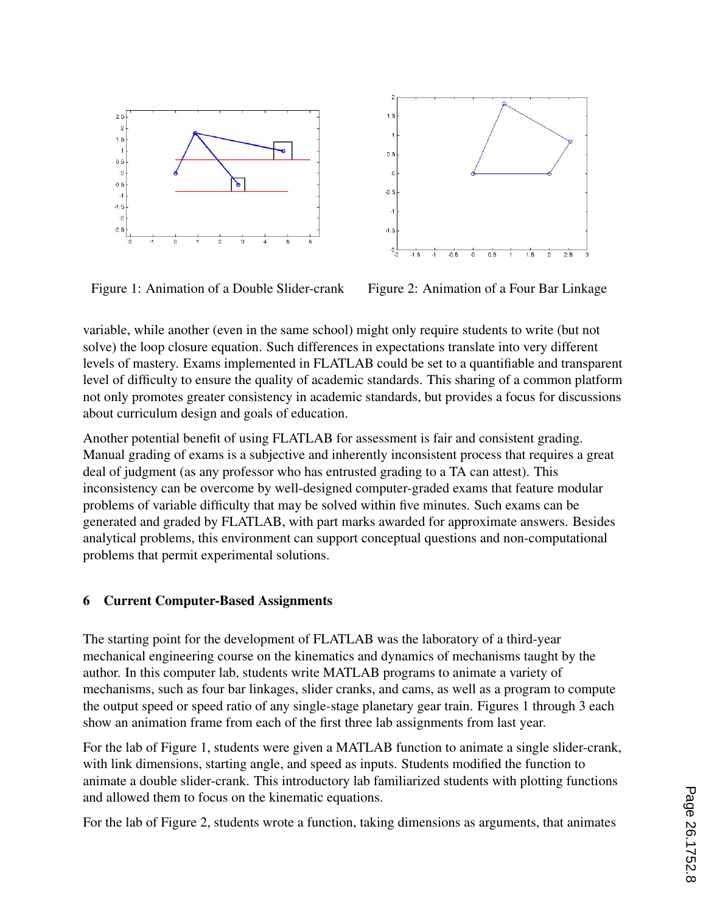Figure 1: Animation of a Double Slider-crank

Figure 2: Animation of a Four Bar Linkage

variable, while another (even in the same school) might only require students to write (but not solve) the loop closure equation. Such differences in expectations translate into very different levels of mastery. Exams implemented in FLATLAB could be set to a quantifiable and transparent level of difficulty to ensure the quality of academic standards. This sharing of a common platform not only promotes greater consistency in academic standards, but provides a focus for discussions about curriculum design and goals of education.

Another potential benefit of using FLATLAB for assessment is fair and consistent grading. Manual grading of exams is a subjective and inherently inconsistent process that requires a great deal of judgment (as any professor who has entrusted grading to a TA can attest). This inconsistency can be overcome by well-designed computer-graded exams that feature modular problems of variable difficulty that may be solved within five minutes. Such exams can be generated and graded by FLATLAB, with part marks awarded for approximate answers. Besides analytical problems, this environment can support conceptual questions and non-computational problems that permit experimental solutions.

## 6 Current Computer-Based Assignments

The starting point for the development of FLATLAB was the laboratory of a third-year mechanical engineering course on the kinematics and dynamics of mechanisms taught by the author. In this computer lab, students write MATLAB programs to animate a variety of mechanisms, such as four bar linkages, slider cranks, and cams, as well as a program to compute the output speed or speed ratio of any single-stage planetary gear train. Figures 1 through 3 each show an animation frame from each of the first three lab assignments from last year.

For the lab of Figure 1, students were given a MATLAB function to animate a single slider-crank, with link dimensions, starting angle, and speed as inputs. Students modified the function to animate a double slider-crank. This introductory lab familiarized students with plotting functions and allowed them to focus on the kinematic equations.

For the lab of Figure 2, students wrote a function, taking dimensions as arguments, that animates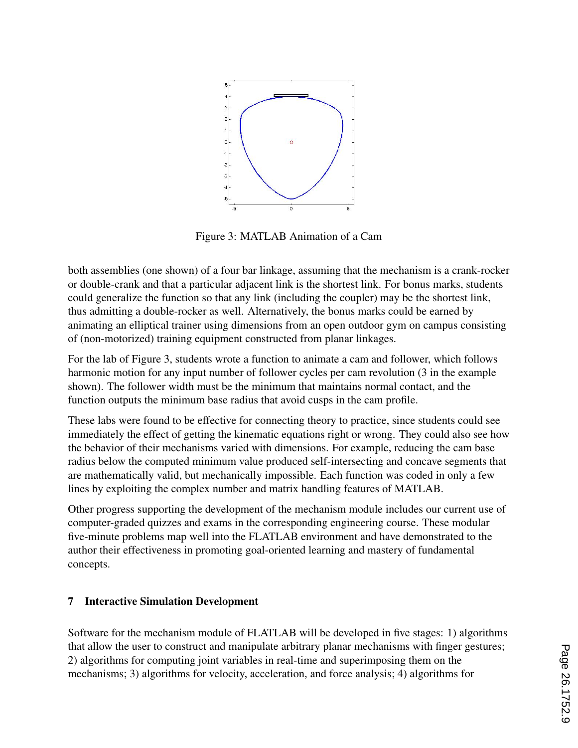Figure 3: MATLAB Animation of a Cam

both assemblies (one shown) of a four bar linkage, assuming that the mechanism is a crank-rocker or double-crank and that a particular adjacent link is the shortest link. For bonus marks, students could generalize the function so that any link (including the coupler) may be the shortest link, thus admitting a double-rocker as well. Alternatively, the bonus marks could be earned by animating an elliptical trainer using dimensions from an open outdoor gym on campus consisting of (non-motorized) training equipment constructed from planar linkages.

For the lab of Figure 3, students wrote a function to animate a cam and follower, which follows harmonic motion for any input number of follower cycles per cam revolution (3 in the example shown). The follower width must be the minimum that maintains normal contact, and the function outputs the minimum base radius that avoid cusps in the cam profile.

These labs were found to be effective for connecting theory to practice, since students could see immediately the effect of getting the kinematic equations right or wrong. They could also see how the behavior of their mechanisms varied with dimensions. For example, reducing the cam base radius below the computed minimum value produced self-intersecting and concave segments that are mathematically valid, but mechanically impossible. Each function was coded in only a few lines by exploiting the complex number and matrix handling features of MATLAB.

Other progress supporting the development of the mechanism module includes our current use of computer-graded quizzes and exams in the corresponding engineering course. These modular five-minute problems map well into the FLATLAB environment and have demonstrated to the author their effectiveness in promoting goal-oriented learning and mastery of fundamental concepts.

## 7 Interactive Simulation Development

Software for the mechanism module of FLATLAB will be developed in five stages: 1) algorithms that allow the user to construct and manipulate arbitrary planar mechanisms with finger gestures; 2) algorithms for computing joint variables in real-time and superimposing them on the mechanisms; 3) algorithms for velocity, acceleration, and force analysis; 4) algorithms for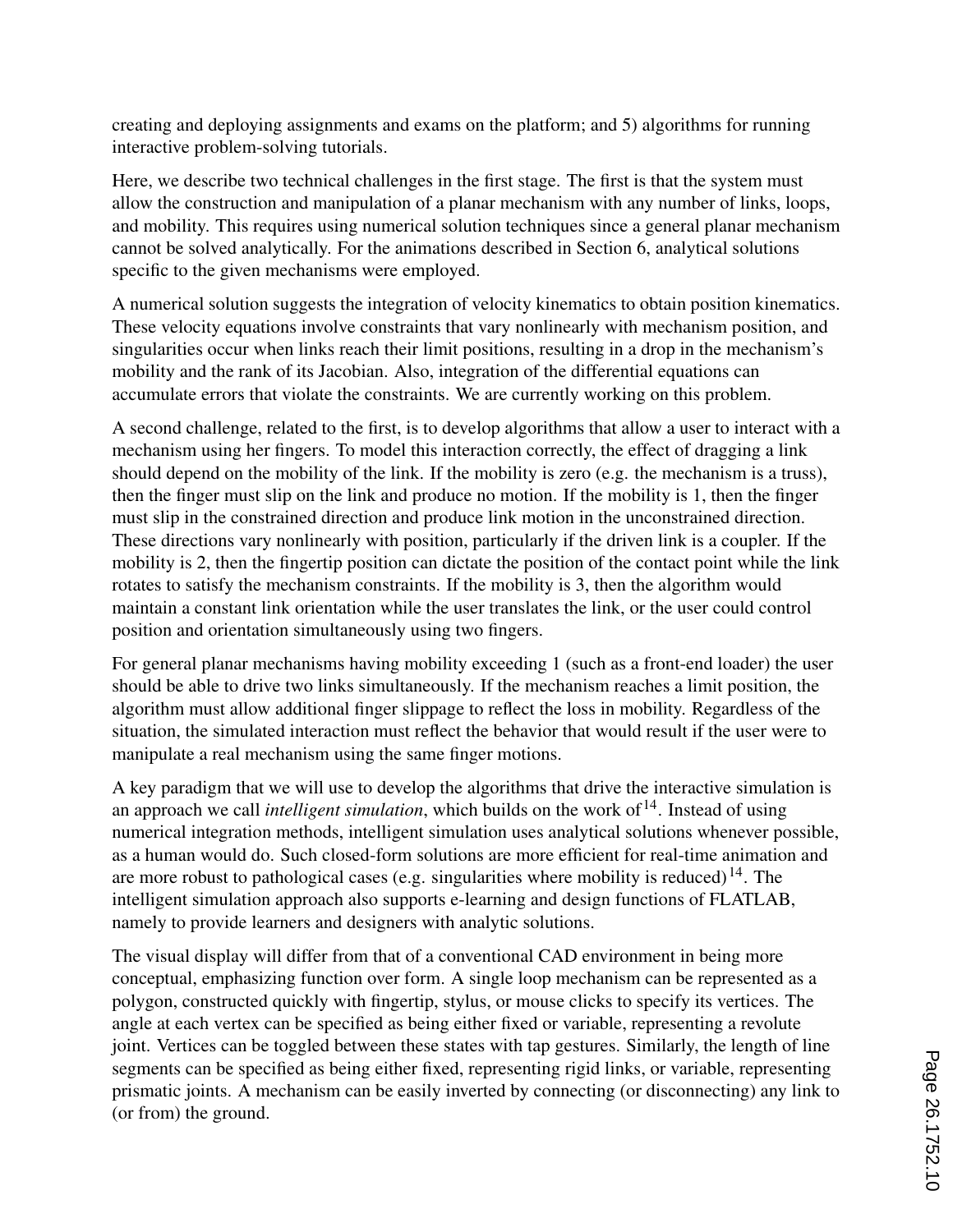creating and deploying assignments and exams on the platform; and 5) algorithms for running interactive problem-solving tutorials.

Here, we describe two technical challenges in the first stage. The first is that the system must allow the construction and manipulation of a planar mechanism with any number of links, loops, and mobility. This requires using numerical solution techniques since a general planar mechanism cannot be solved analytically. For the animations described in Section 6, analytical solutions specific to the given mechanisms were employed.

A numerical solution suggests the integration of velocity kinematics to obtain position kinematics. These velocity equations involve constraints that vary nonlinearly with mechanism position, and singularities occur when links reach their limit positions, resulting in a drop in the mechanism's mobility and the rank of its Jacobian. Also, integration of the differential equations can accumulate errors that violate the constraints. We are currently working on this problem.

A second challenge, related to the first, is to develop algorithms that allow a user to interact with a mechanism using her fingers. To model this interaction correctly, the effect of dragging a link should depend on the mobility of the link. If the mobility is zero (e.g. the mechanism is a truss), then the finger must slip on the link and produce no motion. If the mobility is 1, then the finger must slip in the constrained direction and produce link motion in the unconstrained direction. These directions vary nonlinearly with position, particularly if the driven link is a coupler. If the mobility is 2, then the fingertip position can dictate the position of the contact point while the link rotates to satisfy the mechanism constraints. If the mobility is 3, then the algorithm would maintain a constant link orientation while the user translates the link, or the user could control position and orientation simultaneously using two fingers.

For general planar mechanisms having mobility exceeding 1 (such as a front-end loader) the user should be able to drive two links simultaneously. If the mechanism reaches a limit position, the algorithm must allow additional finger slippage to reflect the loss in mobility. Regardless of the situation, the simulated interaction must reflect the behavior that would result if the user were to manipulate a real mechanism using the same finger motions.

A key paradigm that we will use to develop the algorithms that drive the interactive simulation is an approach we call *intelligent simulation*, which builds on the work of [14]. Instead of using numerical integration methods, intelligent simulation uses analytical solutions whenever possible, as a human would do. Such closed-form solutions are more efficient for real-time animation and are more robust to pathological cases (e.g. singularities where mobility is reduced) [14]. The intelligent simulation approach also supports e-learning and design functions of FLATLAB, namely to provide learners and designers with analytic solutions.

The visual display will differ from that of a conventional CAD environment in being more conceptual, emphasizing function over form. A single loop mechanism can be represented as a polygon, constructed quickly with fingertip, stylus, or mouse clicks to specify its vertices. The angle at each vertex can be specified as being either fixed or variable, representing a revolute joint. Vertices can be toggled between these states with tap gestures. Similarly, the length of line segments can be specified as being either fixed, representing rigid links, or variable, representing prismatic joints. A mechanism can be easily inverted by connecting (or disconnecting) any link to (or from) the ground.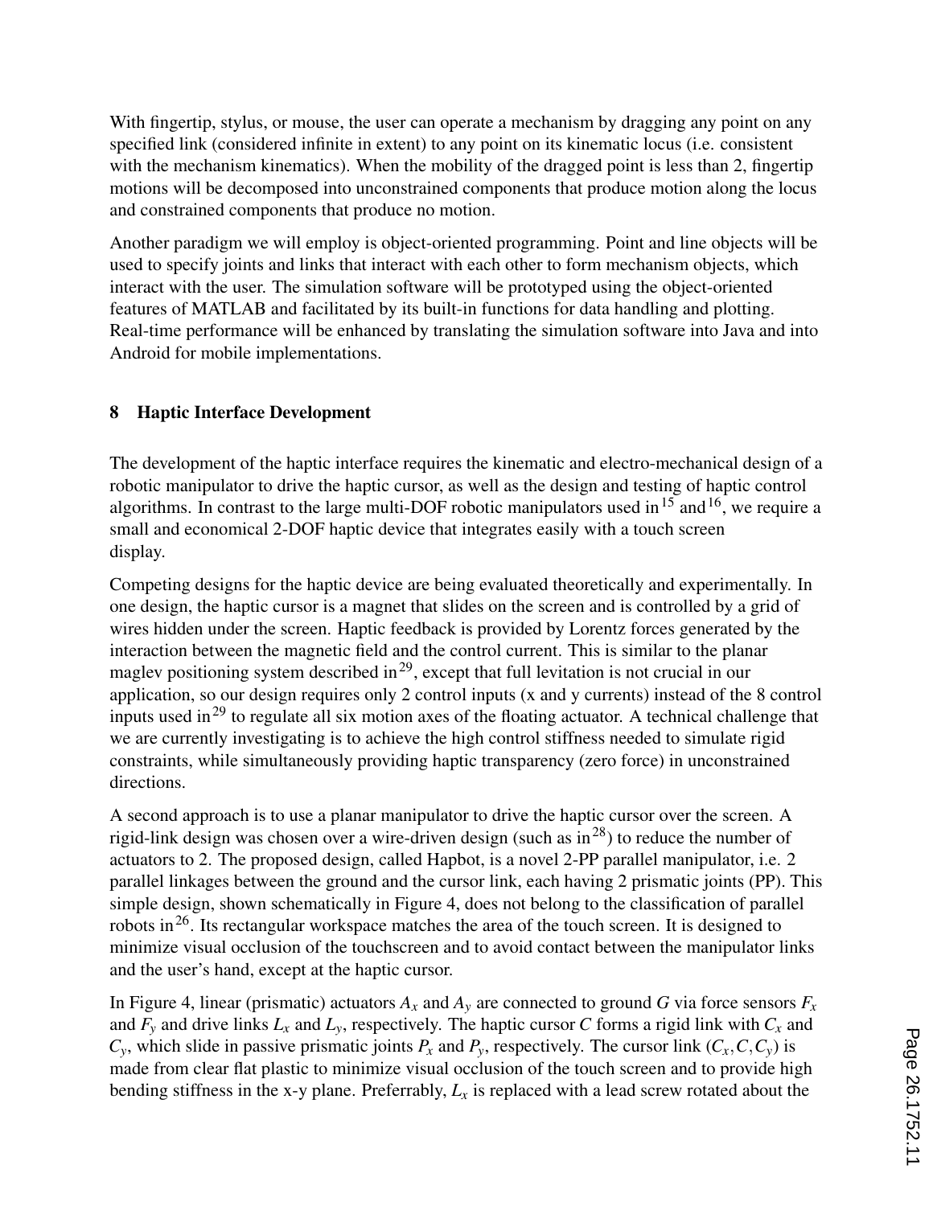With fingertip, stylus, or mouse, the user can operate a mechanism by dragging any point on any specified link (considered infinite in extent) to any point on its kinematic locus (i.e. consistent with the mechanism kinematics). When the mobility of the dragged point is less than 2, fingertip motions will be decomposed into unconstrained components that produce motion along the locus and constrained components that produce no motion.

Another paradigm we will employ is object-oriented programming. Point and line objects will be used to specify joints and links that interact with each other to form mechanism objects, which interact with the user. The simulation software will be prototyped using the object-oriented features of MATLAB and facilitated by its built-in functions for data handling and plotting. Real-time performance will be enhanced by translating the simulation software into Java and into Android for mobile implementations.

## 8 Haptic Interface Development

The development of the haptic interface requires the kinematic and electro-mechanical design of a robotic manipulator to drive the haptic cursor, as well as the design and testing of haptic control algorithms. In contrast to the large multi-DOF robotic manipulators used in [15] and [16], we require a small and economical 2-DOF haptic device that integrates easily with a touch screen display.

Competing designs for the haptic device are being evaluated theoretically and experimentally. In one design, the haptic cursor is a magnet that slides on the screen and is controlled by a grid of wires hidden under the screen. Haptic feedback is provided by Lorentz forces generated by the interaction between the magnetic field and the control current. This is similar to the planar maglev positioning system described in [29], except that full levitation is not crucial in our application, so our design requires only 2 control inputs (x and y currents) instead of the 8 control inputs used in [29] to regulate all six motion axes of the floating actuator. A technical challenge that we are currently investigating is to achieve the high control stiffness needed to simulate rigid constraints, while simultaneously providing haptic transparency (zero force) in unconstrained directions.

A second approach is to use a planar manipulator to drive the haptic cursor over the screen. A rigid-link design was chosen over a wire-driven design (such as in [28]) to reduce the number of actuators to 2. The proposed design, called Hapbot, is a novel 2-PP parallel manipulator, i.e. 2 parallel linkages between the ground and the cursor link, each having 2 prismatic joints (PP). This simple design, shown schematically in Figure 4, does not belong to the classification of parallel robots in [26]. Its rectangular workspace matches the area of the touch screen. It is designed to minimize visual occlusion of the touchscreen and to avoid contact between the manipulator links and the user's hand, except at the haptic cursor.

In Figure 4, linear (prismatic) actuators $A_x$ and $A_y$ are connected to ground $G$ via force sensors $F_x$ and $F_y$ and drive links $L_x$ and $L_y$, respectively. The haptic cursor $C$ forms a rigid link with $C_x$ and $C_y$, which slide in passive prismatic joints $P_x$ and $P_y$, respectively. The cursor link $(C_x, C, C_y)$ is made from clear flat plastic to minimize visual occlusion of the touch screen and to provide high bending stiffness in the x-y plane. Preferrably, $L_x$ is replaced with a lead screw rotated about the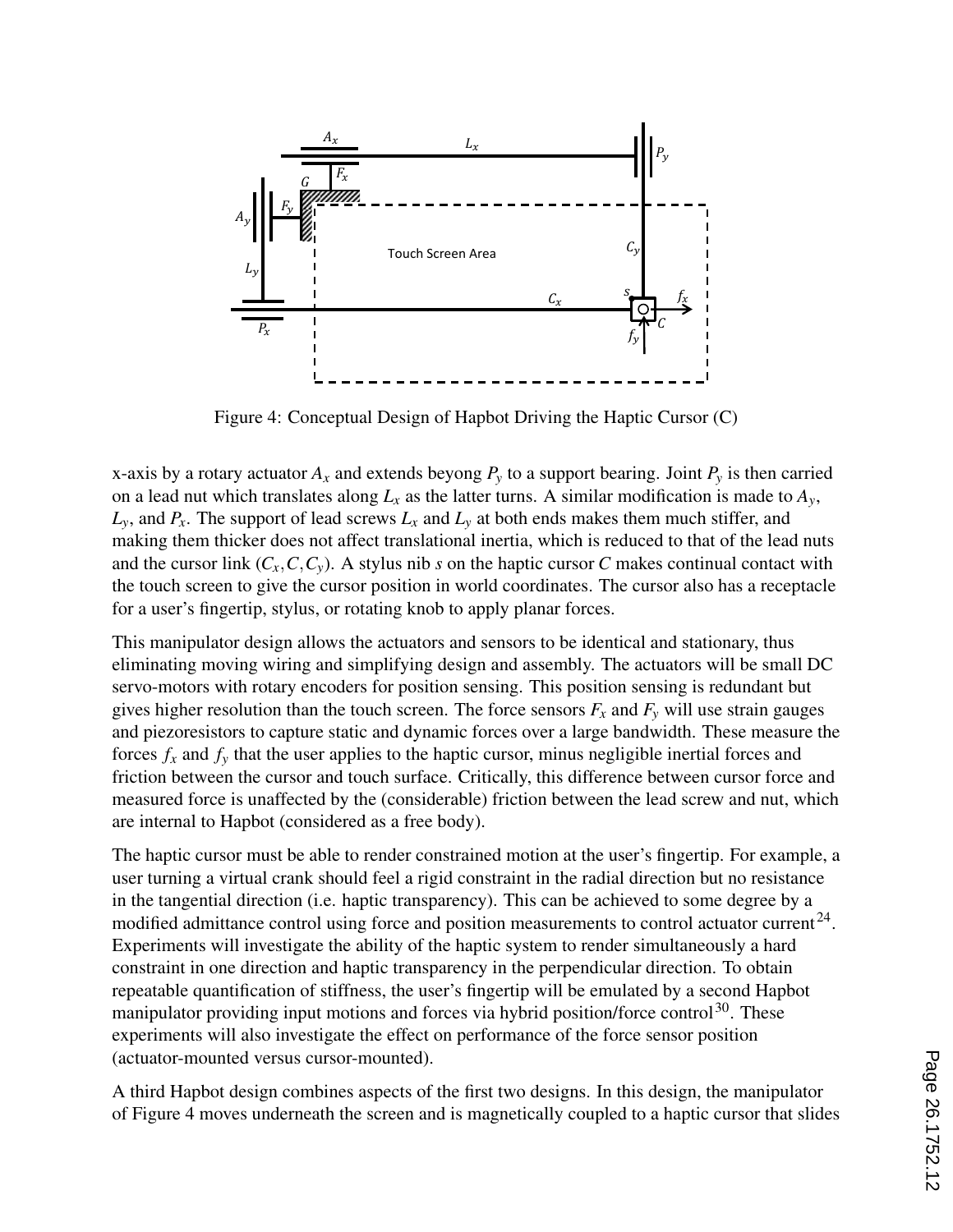Figure 4: Conceptual Design of Hapbot Driving the Haptic Cursor (C)

x-axis by a rotary actuator $A_x$ and extends beyong $P_y$ to a support bearing. Joint $P_y$ is then carried on a lead nut which translates along $L_x$ as the latter turns. A similar modification is made to $A_y$, $L_y$, and $P_x$. The support of lead screws $L_x$ and $L_y$ at both ends makes them much stiffer, and making them thicker does not affect translational inertia, which is reduced to that of the lead nuts and the cursor link $(C_x, C, C_y)$. A stylus nib $s$ on the haptic cursor $C$ makes continual contact with the touch screen to give the cursor position in world coordinates. The cursor also has a receptacle for a user's fingertip, stylus, or rotating knob to apply planar forces.

This manipulator design allows the actuators and sensors to be identical and stationary, thus eliminating moving wiring and simplifying design and assembly. The actuators will be small DC servo-motors with rotary encoders for position sensing. This position sensing is redundant but gives higher resolution than the touch screen. The force sensors $F_x$ and $F_y$ will use strain gauges and piezoresistors to capture static and dynamic forces over a large bandwidth. These measure the forces $f_x$ and $f_y$ that the user applies to the haptic cursor, minus negligible inertial forces and friction between the cursor and touch surface. Critically, this difference between cursor force and measured force is unaffected by the (considerable) friction between the lead screw and nut, which are internal to Hapbot (considered as a free body).

The haptic cursor must be able to render constrained motion at the user's fingertip. For example, a user turning a virtual crank should feel a rigid constraint in the radial direction but no resistance in the tangential direction (i.e. haptic transparency). This can be achieved to some degree by a modified admittance control using force and position measurements to control actuator current[24]. Experiments will investigate the ability of the haptic system to render simultaneously a hard constraint in one direction and haptic transparency in the perpendicular direction. To obtain repeatable quantification of stiffness, the user's fingertip will be emulated by a second Hapbot manipulator providing input motions and forces via hybrid position/force control[30]. These experiments will also investigate the effect on performance of the force sensor position (actuator-mounted versus cursor-mounted).

A third Hapbot design combines aspects of the first two designs. In this design, the manipulator of Figure 4 moves underneath the screen and is magnetically coupled to a haptic cursor that slides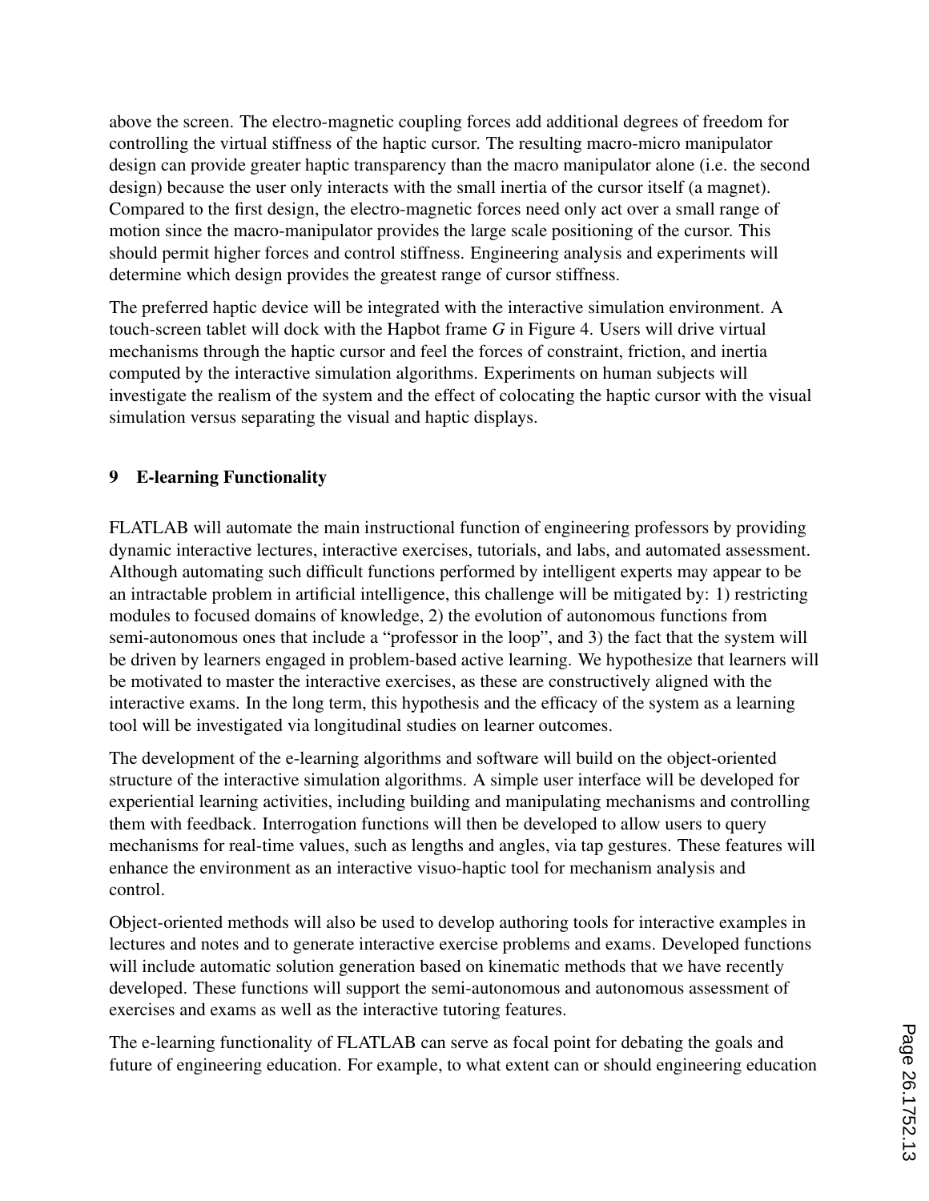above the screen. The electro-magnetic coupling forces add additional degrees of freedom for controlling the virtual stiffness of the haptic cursor. The resulting macro-micro manipulator design can provide greater haptic transparency than the macro manipulator alone (i.e. the second design) because the user only interacts with the small inertia of the cursor itself (a magnet). Compared to the first design, the electro-magnetic forces need only act over a small range of motion since the macro-manipulator provides the large scale positioning of the cursor. This should permit higher forces and control stiffness. Engineering analysis and experiments will determine which design provides the greatest range of cursor stiffness.

The preferred haptic device will be integrated with the interactive simulation environment. A touch-screen tablet will dock with the Hapbot frame $G$ in Figure 4. Users will drive virtual mechanisms through the haptic cursor and feel the forces of constraint, friction, and inertia computed by the interactive simulation algorithms. Experiments on human subjects will investigate the realism of the system and the effect of colocating the haptic cursor with the visual simulation versus separating the visual and haptic displays.

## 9 E-learning Functionality

FLATLAB will automate the main instructional function of engineering professors by providing dynamic interactive lectures, interactive exercises, tutorials, and labs, and automated assessment. Although automating such difficult functions performed by intelligent experts may appear to be an intractable problem in artificial intelligence, this challenge will be mitigated by: 1) restricting modules to focused domains of knowledge, 2) the evolution of autonomous functions from semi-autonomous ones that include a "professor in the loop", and 3) the fact that the system will be driven by learners engaged in problem-based active learning. We hypothesize that learners will be motivated to master the interactive exercises, as these are constructively aligned with the interactive exams. In the long term, this hypothesis and the efficacy of the system as a learning tool will be investigated via longitudinal studies on learner outcomes.

The development of the e-learning algorithms and software will build on the object-oriented structure of the interactive simulation algorithms. A simple user interface will be developed for experiential learning activities, including building and manipulating mechanisms and controlling them with feedback. Interrogation functions will then be developed to allow users to query mechanisms for real-time values, such as lengths and angles, via tap gestures. These features will enhance the environment as an interactive visuo-haptic tool for mechanism analysis and control.

Object-oriented methods will also be used to develop authoring tools for interactive examples in lectures and notes and to generate interactive exercise problems and exams. Developed functions will include automatic solution generation based on kinematic methods that we have recently developed. These functions will support the semi-autonomous and autonomous assessment of exercises and exams as well as the interactive tutoring features.

The e-learning functionality of FLATLAB can serve as focal point for debating the goals and future of engineering education. For example, to what extent can or should engineering education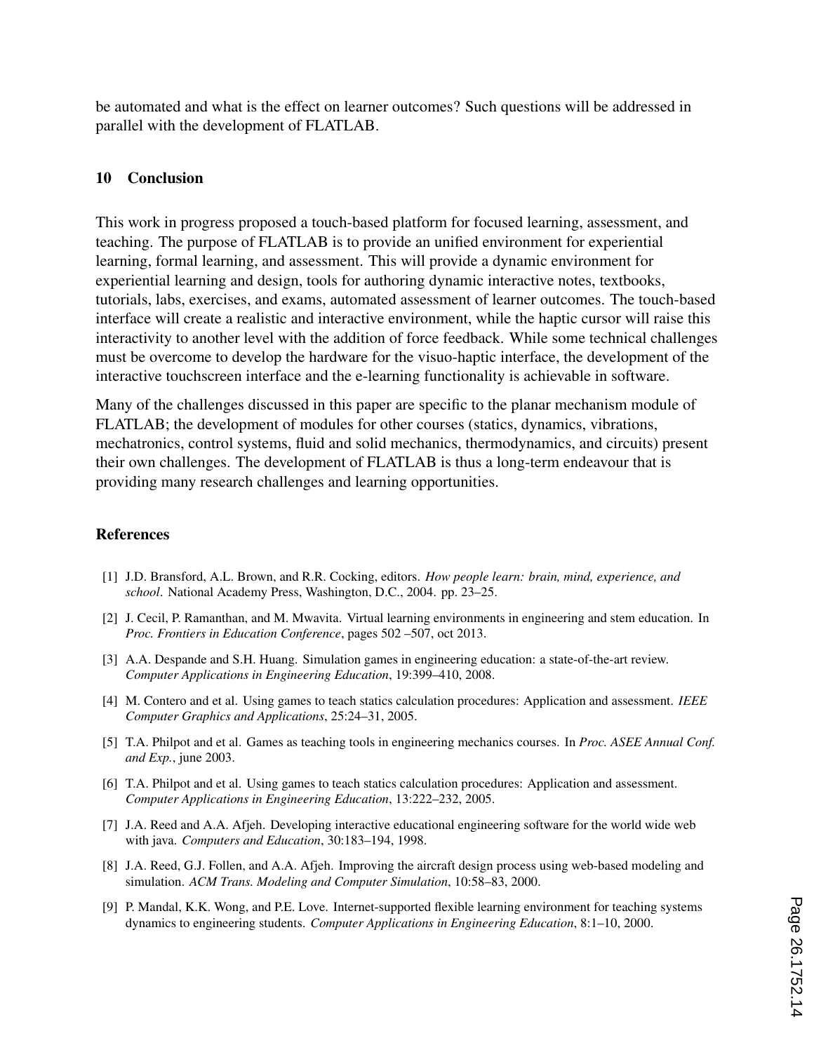be automated and what is the effect on learner outcomes? Such questions will be addressed in parallel with the development of FLATLAB.

## 10 Conclusion

This work in progress proposed a touch-based platform for focused learning, assessment, and teaching. The purpose of FLATLAB is to provide an unified environment for experiential learning, formal learning, and assessment. This will provide a dynamic environment for experiential learning and design, tools for authoring dynamic interactive notes, textbooks, tutorials, labs, exercises, and exams, automated assessment of learner outcomes. The touch-based interface will create a realistic and interactive environment, while the haptic cursor will raise this interactivity to another level with the addition of force feedback. While some technical challenges must be overcome to develop the hardware for the visuo-haptic interface, the development of the interactive touchscreen interface and the e-learning functionality is achievable in software.

Many of the challenges discussed in this paper are specific to the planar mechanism module of FLATLAB; the development of modules for other courses (statics, dynamics, vibrations, mechatronics, control systems, fluid and solid mechanics, thermodynamics, and circuits) present their own challenges. The development of FLATLAB is thus a long-term endeavour that is providing many research challenges and learning opportunities.

## References

[1] J.D. Bransford, A.L. Brown, and R.R. Cocking, editors. *How people learn: brain, mind, experience, and school*. National Academy Press, Washington, D.C., 2004. pp. 23–25.

[2] J. Cecil, P. Ramanthan, and M. Mwavita. Virtual learning environments in engineering and stem education. In *Proc. Frontiers in Education Conference*, pages 502 –507, oct 2013.

[3] A.A. Despande and S.H. Huang. Simulation games in engineering education: a state-of-the-art review. *Computer Applications in Engineering Education*, 19:399–410, 2008.

[4] M. Contero and et al. Using games to teach statics calculation procedures: Application and assessment. *IEEE Computer Graphics and Applications*, 25:24–31, 2005.

[5] T.A. Philpot and et al. Games as teaching tools in engineering mechanics courses. In *Proc. ASEE Annual Conf. and Exp.*, june 2003.

[6] T.A. Philpot and et al. Using games to teach statics calculation procedures: Application and assessment. *Computer Applications in Engineering Education*, 13:222–232, 2005.

[7] J.A. Reed and A.A. Afjeh. Developing interactive educational engineering software for the world wide web with java. *Computers and Education*, 30:183–194, 1998.

[8] J.A. Reed, G.J. Follen, and A.A. Afjeh. Improving the aircraft design process using web-based modeling and simulation. *ACM Trans. Modeling and Computer Simulation*, 10:58–83, 2000.

[9] P. Mandal, K.K. Wong, and P.E. Love. Internet-supported flexible learning environment for teaching systems dynamics to engineering students. *Computer Applications in Engineering Education*, 8:1–10, 2000.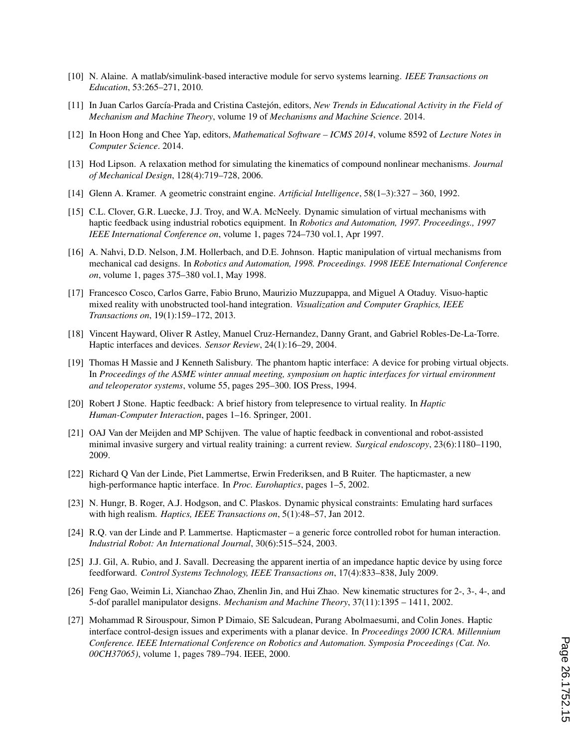[10] N. Alaine. A matlab/simulink-based interactive module for servo systems learning. *IEEE Transactions on Education*, 53:265–271, 2010.

[11] In Juan Carlos García-Prada and Cristina Castejón, editors, *New Trends in Educational Activity in the Field of Mechanism and Machine Theory*, volume 19 of *Mechanisms and Machine Science*. 2014.

[12] In Hoon Hong and Chee Yap, editors, *Mathematical Software – ICMS 2014*, volume 8592 of *Lecture Notes in Computer Science*. 2014.

[13] Hod Lipson. A relaxation method for simulating the kinematics of compound nonlinear mechanisms. *Journal of Mechanical Design*, 128(4):719–728, 2006.

[14] Glenn A. Kramer. A geometric constraint engine. *Artificial Intelligence*, 58(1–3):327 – 360, 1992.

[15] C.L. Clover, G.R. Luecke, J.J. Troy, and W.A. McNeely. Dynamic simulation of virtual mechanisms with haptic feedback using industrial robotics equipment. In *Robotics and Automation, 1997. Proceedings., 1997 IEEE International Conference on*, volume 1, pages 724–730 vol.1, Apr 1997.

[16] A. Nahvi, D.D. Nelson, J.M. Hollerbach, and D.E. Johnson. Haptic manipulation of virtual mechanisms from mechanical cad designs. In *Robotics and Automation, 1998. Proceedings. 1998 IEEE International Conference on*, volume 1, pages 375–380 vol.1, May 1998.

[17] Francesco Cosco, Carlos Garre, Fabio Bruno, Maurizio Muzzupappa, and Miguel A Otaduy. Visuo-haptic mixed reality with unobstructed tool-hand integration. *Visualization and Computer Graphics, IEEE Transactions on*, 19(1):159–172, 2013.

[18] Vincent Hayward, Oliver R Astley, Manuel Cruz-Hernandez, Danny Grant, and Gabriel Robles-De-La-Torre. Haptic interfaces and devices. *Sensor Review*, 24(1):16–29, 2004.

[19] Thomas H Massie and J Kenneth Salisbury. The phantom haptic interface: A device for probing virtual objects. In *Proceedings of the ASME winter annual meeting, symposium on haptic interfaces for virtual environment and teleoperator systems*, volume 55, pages 295–300. IOS Press, 1994.

[20] Robert J Stone. Haptic feedback: A brief history from telepresence to virtual reality. In *Haptic Human-Computer Interaction*, pages 1–16. Springer, 2001.

[21] OAJ Van der Meijden and MP Schijven. The value of haptic feedback in conventional and robot-assisted minimal invasive surgery and virtual reality training: a current review. *Surgical endoscopy*, 23(6):1180–1190, 2009.

[22] Richard Q Van der Linde, Piet Lammertse, Erwin Frederiksen, and B Ruiter. The hapticmaster, a new high-performance haptic interface. In *Proc. Eurohaptics*, pages 1–5, 2002.

[23] N. Hungr, B. Roger, A.J. Hodgson, and C. Plaskos. Dynamic physical constraints: Emulating hard surfaces with high realism. *Haptics, IEEE Transactions on*, 5(1):48–57, Jan 2012.

[24] R.Q. van der Linde and P. Lammertse. Hapticmaster – a generic force controlled robot for human interaction. *Industrial Robot: An International Journal*, 30(6):515–524, 2003.

[25] J.J. Gil, A. Rubio, and J. Savall. Decreasing the apparent inertia of an impedance haptic device by using force feedforward. *Control Systems Technology, IEEE Transactions on*, 17(4):833–838, July 2009.

[26] Feng Gao, Weimin Li, Xianchao Zhao, Zhenlin Jin, and Hui Zhao. New kinematic structures for 2-, 3-, 4-, and 5-dof parallel manipulator designs. *Mechanism and Machine Theory*, 37(11):1395 – 1411, 2002.

[27] Mohammad R Sirouspour, Simon P Dimaio, SE Salcudean, Purang Abolmaesumi, and Colin Jones. Haptic interface control-design issues and experiments with a planar device. In *Proceedings 2000 ICRA. Millennium Conference. IEEE International Conference on Robotics and Automation. Symposia Proceedings (Cat. No. 00CH37065)*, volume 1, pages 789–794. IEEE, 2000.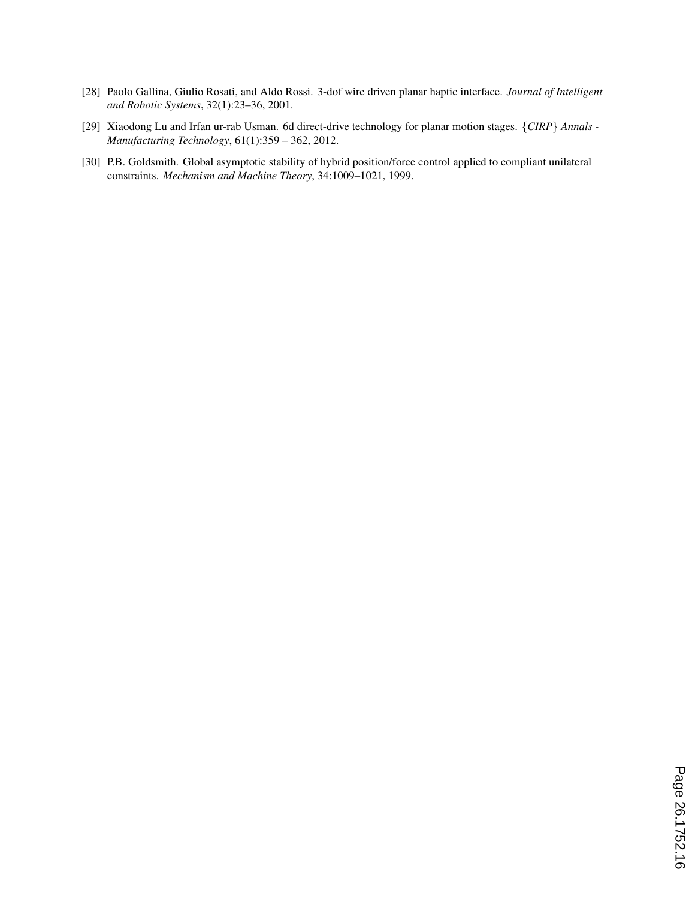[28] Paolo Gallina, Giulio Rosati, and Aldo Rossi. 3-dof wire driven planar haptic interface. *Journal of Intelligent and Robotic Systems*, 32(1):23–36, 2001.

[29] Xiaodong Lu and Irfan ur-rab Usman. 6d direct-drive technology for planar motion stages. {*CIRP*} *Annals - Manufacturing Technology*, 61(1):359 – 362, 2012.

[30] P.B. Goldsmith. Global asymptotic stability of hybrid position/force control applied to compliant unilateral constraints. *Mechanism and Machine Theory*, 34:1009–1021, 1999.